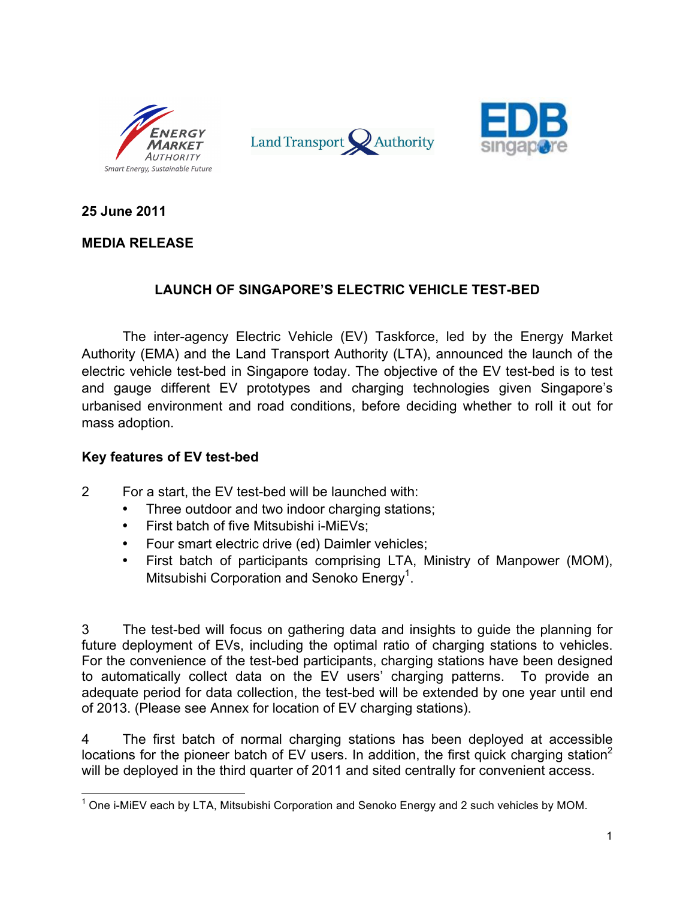**25 June 2011**

**MEDIA RELEASE**

## LAUNCH OF SINGAPORE'S ELECTRIC VEHICLE TEST-BED

The inter-agency Electric Vehicle (EV) Taskforce, led by the Energy Market Authority (EMA) and the Land Transport Authority (LTA), announced the launch of the electric vehicle test-bed in Singapore today. The objective of the EV test-bed is to test and gauge different EV prototypes and charging technologies given Singapore's urbanised environment and road conditions, before deciding whether to roll it out for mass adoption.

**Key features of EV test-bed**

2 For a start, the EV test-bed will be launched with:

- Three outdoor and two indoor charging stations;
- First batch of five Mitsubishi i-MiEVs;
- Four smart electric drive (ed) Daimler vehicles;
- First batch of participants comprising LTA, Ministry of Manpower (MOM), Mitsubishi Corporation and Senoko Energy[1].

3 The test-bed will focus on gathering data and insights to guide the planning for future deployment of EVs, including the optimal ratio of charging stations to vehicles. For the convenience of the test-bed participants, charging stations have been designed to automatically collect data on the EV users' charging patterns. To provide an adequate period for data collection, the test-bed will be extended by one year until end of 2013. (Please see Annex for location of EV charging stations).

4 The first batch of normal charging stations has been deployed at accessible locations for the pioneer batch of EV users. In addition, the first quick charging station[2] will be deployed in the third quarter of 2011 and sited centrally for convenient access.

[1] One i-MiEV each by LTA, Mitsubishi Corporation and Senoko Energy and 2 such vehicles by MOM.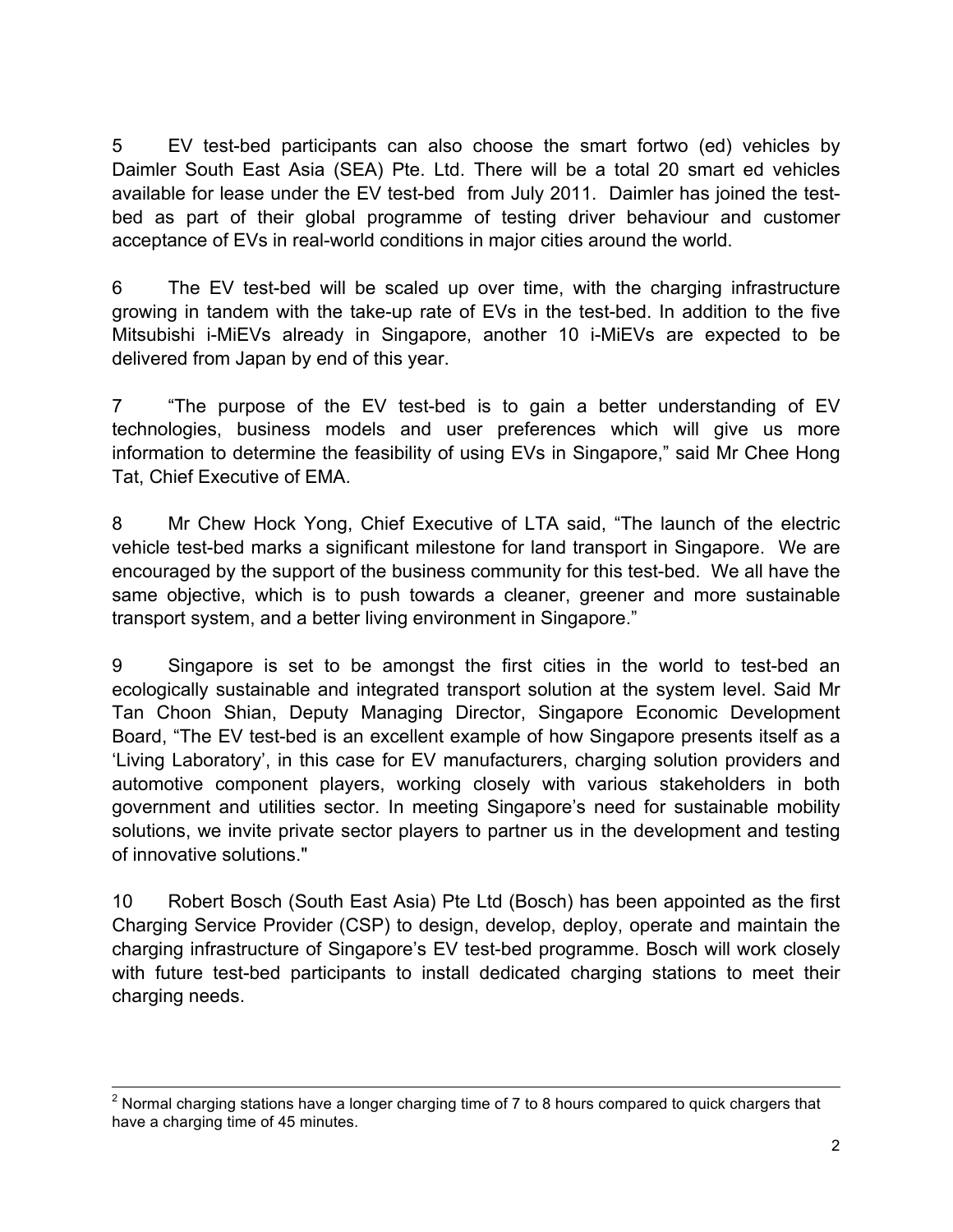5 EV test-bed participants can also choose the smart fortwo (ed) vehicles by Daimler South East Asia (SEA) Pte. Ltd. There will be a total 20 smart ed vehicles available for lease under the EV test-bed from July 2011. Daimler has joined the test-bed as part of their global programme of testing driver behaviour and customer acceptance of EVs in real-world conditions in major cities around the world.

6 The EV test-bed will be scaled up over time, with the charging infrastructure growing in tandem with the take-up rate of EVs in the test-bed. In addition to the five Mitsubishi i-MiEVs already in Singapore, another 10 i-MiEVs are expected to be delivered from Japan by end of this year.

7 "The purpose of the EV test-bed is to gain a better understanding of EV technologies, business models and user preferences which will give us more information to determine the feasibility of using EVs in Singapore," said Mr Chee Hong Tat, Chief Executive of EMA.

8 Mr Chew Hock Yong, Chief Executive of LTA said, "The launch of the electric vehicle test-bed marks a significant milestone for land transport in Singapore. We are encouraged by the support of the business community for this test-bed. We all have the same objective, which is to push towards a cleaner, greener and more sustainable transport system, and a better living environment in Singapore."

9 Singapore is set to be amongst the first cities in the world to test-bed an ecologically sustainable and integrated transport solution at the system level. Said Mr Tan Choon Shian, Deputy Managing Director, Singapore Economic Development Board, "The EV test-bed is an excellent example of how Singapore presents itself as a 'Living Laboratory', in this case for EV manufacturers, charging solution providers and automotive component players, working closely with various stakeholders in both government and utilities sector. In meeting Singapore's need for sustainable mobility solutions, we invite private sector players to partner us in the development and testing of innovative solutions."

10 Robert Bosch (South East Asia) Pte Ltd (Bosch) has been appointed as the first Charging Service Provider (CSP) to design, develop, deploy, operate and maintain the charging infrastructure of Singapore's EV test-bed programme. Bosch will work closely with future test-bed participants to install dedicated charging stations to meet their charging needs.

---

[2] Normal charging stations have a longer charging time of 7 to 8 hours compared to quick chargers that have a charging time of 45 minutes.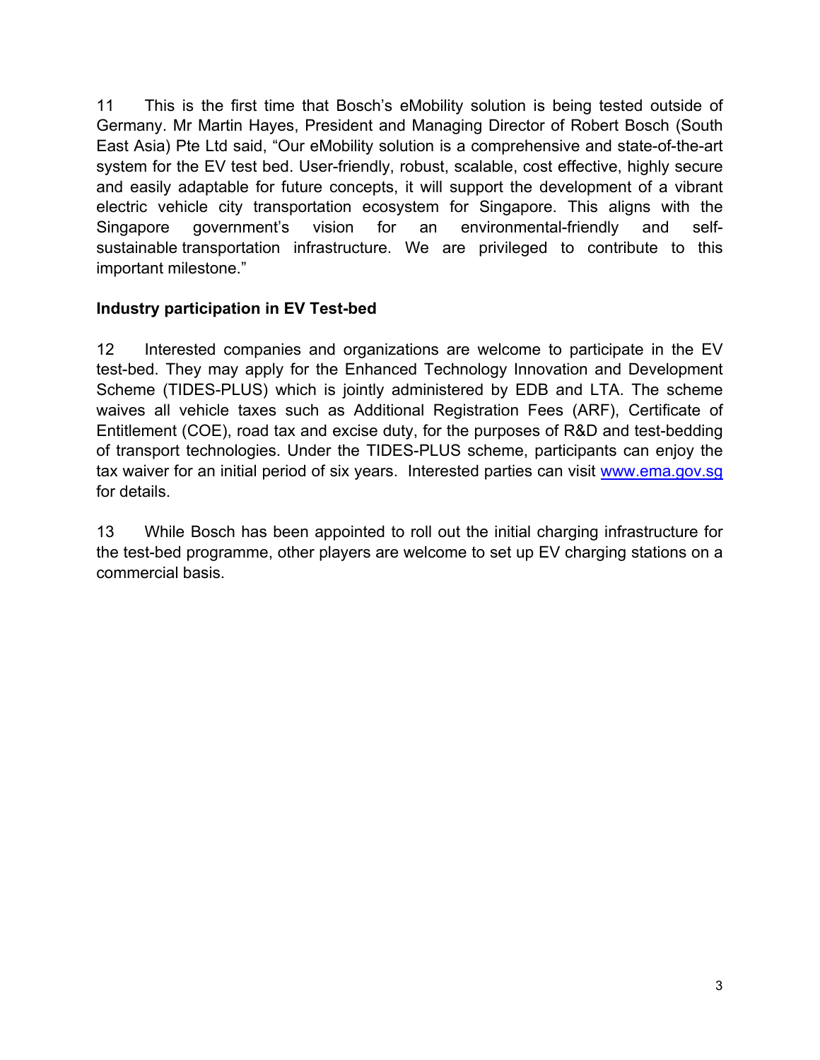11 This is the first time that Bosch's eMobility solution is being tested outside of Germany. Mr Martin Hayes, President and Managing Director of Robert Bosch (South East Asia) Pte Ltd said, "Our eMobility solution is a comprehensive and state-of-the-art system for the EV test bed. User-friendly, robust, scalable, cost effective, highly secure and easily adaptable for future concepts, it will support the development of a vibrant electric vehicle city transportation ecosystem for Singapore. This aligns with the Singapore government's vision for an environmental-friendly and self-sustainable transportation infrastructure. We are privileged to contribute to this important milestone."

**Industry participation in EV Test-bed**

12 Interested companies and organizations are welcome to participate in the EV test-bed. They may apply for the Enhanced Technology Innovation and Development Scheme (TIDES-PLUS) which is jointly administered by EDB and LTA. The scheme waives all vehicle taxes such as Additional Registration Fees (ARF), Certificate of Entitlement (COE), road tax and excise duty, for the purposes of R&D and test-bedding of transport technologies. Under the TIDES-PLUS scheme, participants can enjoy the tax waiver for an initial period of six years. Interested parties can visit [www.ema.gov.sg](http://www.ema.gov.sg) for details.

13 While Bosch has been appointed to roll out the initial charging infrastructure for the test-bed programme, other players are welcome to set up EV charging stations on a commercial basis.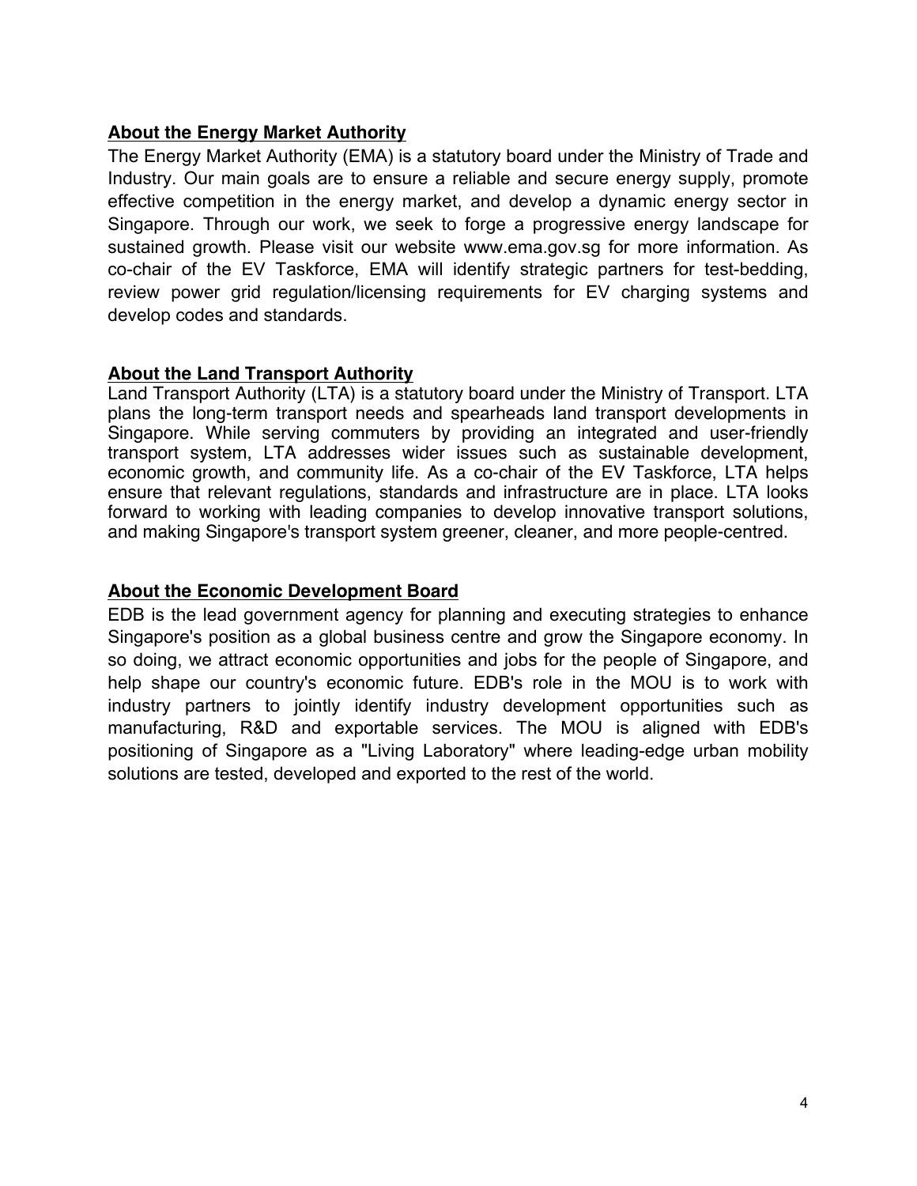## About the Energy Market Authority

The Energy Market Authority (EMA) is a statutory board under the Ministry of Trade and Industry. Our main goals are to ensure a reliable and secure energy supply, promote effective competition in the energy market, and develop a dynamic energy sector in Singapore. Through our work, we seek to forge a progressive energy landscape for sustained growth. Please visit our website www.ema.gov.sg for more information. As co-chair of the EV Taskforce, EMA will identify strategic partners for test-bedding, review power grid regulation/licensing requirements for EV charging systems and develop codes and standards.

## About the Land Transport Authority

Land Transport Authority (LTA) is a statutory board under the Ministry of Transport. LTA plans the long-term transport needs and spearheads land transport developments in Singapore. While serving commuters by providing an integrated and user-friendly transport system, LTA addresses wider issues such as sustainable development, economic growth, and community life. As a co-chair of the EV Taskforce, LTA helps ensure that relevant regulations, standards and infrastructure are in place. LTA looks forward to working with leading companies to develop innovative transport solutions, and making Singapore's transport system greener, cleaner, and more people-centred.

## About the Economic Development Board

EDB is the lead government agency for planning and executing strategies to enhance Singapore's position as a global business centre and grow the Singapore economy. In so doing, we attract economic opportunities and jobs for the people of Singapore, and help shape our country's economic future. EDB's role in the MOU is to work with industry partners to jointly identify industry development opportunities such as manufacturing, R&D and exportable services. The MOU is aligned with EDB's positioning of Singapore as a "Living Laboratory" where leading-edge urban mobility solutions are tested, developed and exported to the rest of the world.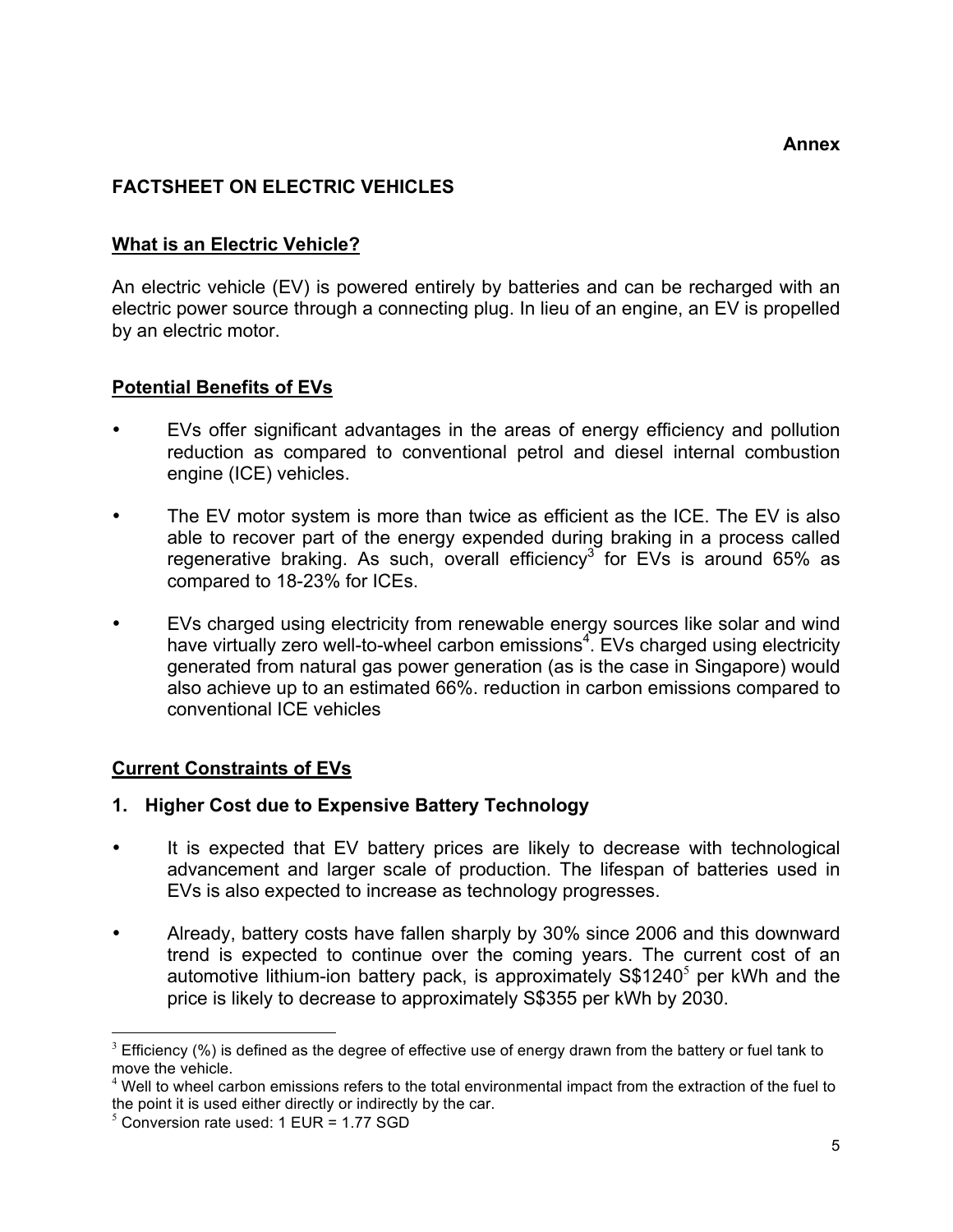**Annex**

## FACTSHEET ON ELECTRIC VEHICLES

### What is an Electric Vehicle?

An electric vehicle (EV) is powered entirely by batteries and can be recharged with an electric power source through a connecting plug. In lieu of an engine, an EV is propelled by an electric motor.

### Potential Benefits of EVs

- EVs offer significant advantages in the areas of energy efficiency and pollution reduction as compared to conventional petrol and diesel internal combustion engine (ICE) vehicles.
- The EV motor system is more than twice as efficient as the ICE. The EV is also able to recover part of the energy expended during braking in a process called regenerative braking. As such, overall efficiency[3] for EVs is around 65% as compared to 18-23% for ICEs.
- EVs charged using electricity from renewable energy sources like solar and wind have virtually zero well-to-wheel carbon emissions[4]. EVs charged using electricity generated from natural gas power generation (as is the case in Singapore) would also achieve up to an estimated 66%. reduction in carbon emissions compared to conventional ICE vehicles

### Current Constraints of EVs

**1. Higher Cost due to Expensive Battery Technology**

- It is expected that EV battery prices are likely to decrease with technological advancement and larger scale of production. The lifespan of batteries used in EVs is also expected to increase as technology progresses.
- Already, battery costs have fallen sharply by 30% since 2006 and this downward trend is expected to continue over the coming years. The current cost of an automotive lithium-ion battery pack, is approximately S$1240[5] per kWh and the price is likely to decrease to approximately S$355 per kWh by 2030.

---

[3] Efficiency (%) is defined as the degree of effective use of energy drawn from the battery or fuel tank to move the vehicle.

[4] Well to wheel carbon emissions refers to the total environmental impact from the extraction of the fuel to the point it is used either directly or indirectly by the car.

[5] Conversion rate used: 1 EUR = 1.77 SGD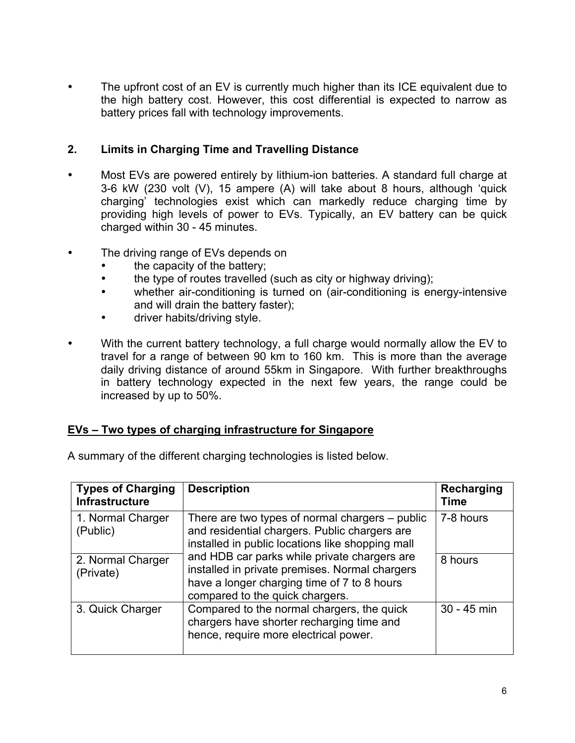- The upfront cost of an EV is currently much higher than its ICE equivalent due to the high battery cost. However, this cost differential is expected to narrow as battery prices fall with technology improvements.

## 2. Limits in Charging Time and Travelling Distance

- Most EVs are powered entirely by lithium-ion batteries. A standard full charge at 3-6 kW (230 volt (V), 15 ampere (A) will take about 8 hours, although 'quick charging' technologies exist which can markedly reduce charging time by providing high levels of power to EVs. Typically, an EV battery can be quick charged within 30 - 45 minutes.

- The driving range of EVs depends on
  - the capacity of the battery;
  - the type of routes travelled (such as city or highway driving);
  - whether air-conditioning is turned on (air-conditioning is energy-intensive and will drain the battery faster);
  - driver habits/driving style.

- With the current battery technology, a full charge would normally allow the EV to travel for a range of between 90 km to 160 km. This is more than the average daily driving distance of around 55km in Singapore. With further breakthroughs in battery technology expected in the next few years, the range could be increased by up to 50%.

**<u>EVs – Two types of charging infrastructure for Singapore</u>**

A summary of the different charging technologies is listed below.

| Types of Charging Infrastructure | Description | Recharging Time |
|---|---|---|
| 1. Normal Charger (Public) | There are two types of normal chargers – public and residential chargers. Public chargers are installed in public locations like shopping mall and HDB car parks while private chargers are installed in private premises. Normal chargers have a longer charging time of 7 to 8 hours compared to the quick chargers. | 7-8 hours |
| 2. Normal Charger (Private) | | 8 hours |
| 3. Quick Charger | Compared to the normal chargers, the quick chargers have shorter recharging time and hence, require more electrical power. | 30 - 45 min |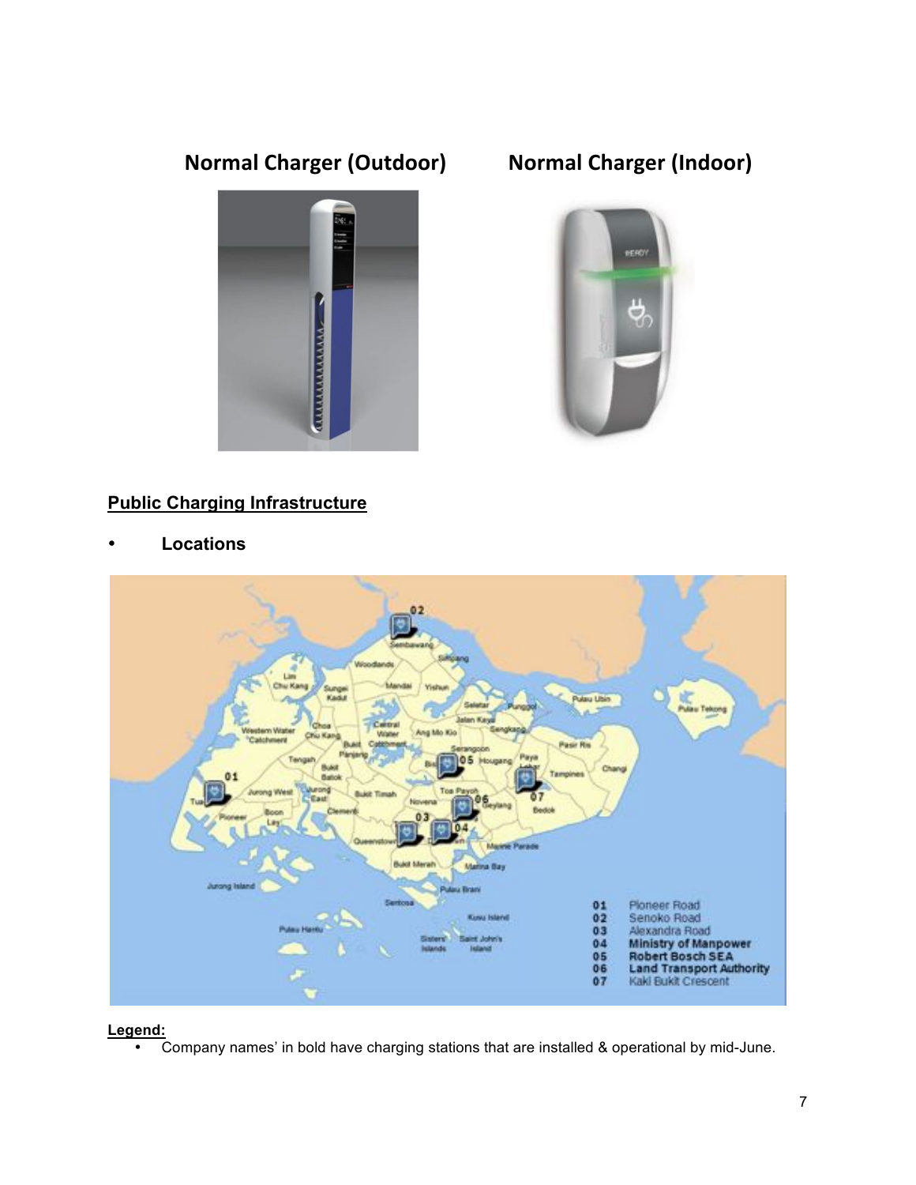**Normal Charger (Outdoor)** **Normal Charger (Indoor)**

## Public Charging Infrastructure

- **Locations**

| | |
|---|---|
| 01 | Pioneer Road |
| 02 | Senoko Road |
| 03 | Alexandra Road |
| 04 | **Ministry of Manpower** |
| 05 | **Robert Bosch SEA** |
| 06 | **Land Transport Authority** |
| 07 | Kaki Bukit Crescent |

**Legend:**

- Company names' in bold have charging stations that are installed & operational by mid-June.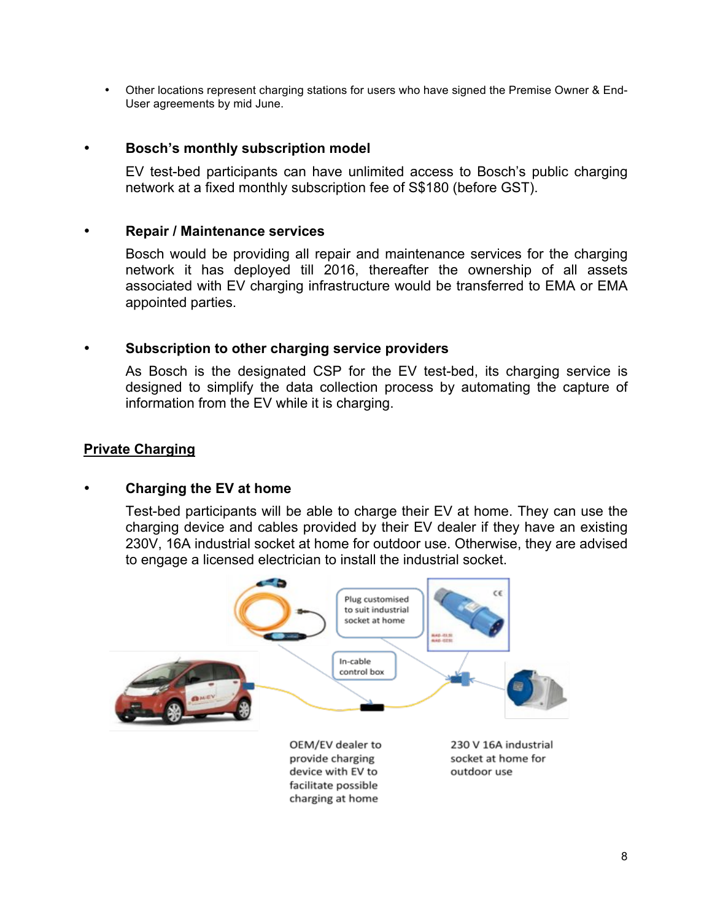- Other locations represent charging stations for users who have signed the Premise Owner & End-User agreements by mid June.

- **Bosch's monthly subscription model**

  EV test-bed participants can have unlimited access to Bosch's public charging network at a fixed monthly subscription fee of S$180 (before GST).

- **Repair / Maintenance services**

  Bosch would be providing all repair and maintenance services for the charging network it has deployed till 2016, thereafter the ownership of all assets associated with EV charging infrastructure would be transferred to EMA or EMA appointed parties.

- **Subscription to other charging service providers**

  As Bosch is the designated CSP for the EV test-bed, its charging service is designed to simplify the data collection process by automating the capture of information from the EV while it is charging.

<u>**Private Charging**</u>

- **Charging the EV at home**

  Test-bed participants will be able to charge their EV at home. They can use the charging device and cables provided by their EV dealer if they have an existing 230V, 16A industrial socket at home for outdoor use. Otherwise, they are advised to engage a licensed electrician to install the industrial socket.

Plug customised to suit industrial socket at home

In-cable control box

OEM/EV dealer to provide charging device with EV to facilitate possible charging at home

230 V 16A industrial socket at home for outdoor use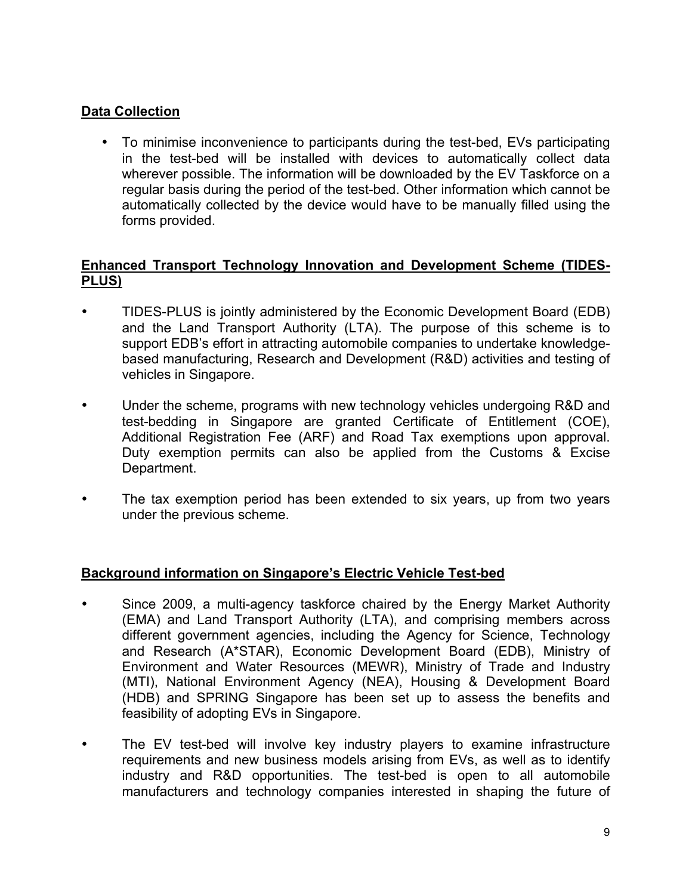**Data Collection**

- To minimise inconvenience to participants during the test-bed, EVs participating in the test-bed will be installed with devices to automatically collect data wherever possible. The information will be downloaded by the EV Taskforce on a regular basis during the period of the test-bed. Other information which cannot be automatically collected by the device would have to be manually filled using the forms provided.

**Enhanced Transport Technology Innovation and Development Scheme (TIDES-PLUS)**

- TIDES-PLUS is jointly administered by the Economic Development Board (EDB) and the Land Transport Authority (LTA). The purpose of this scheme is to support EDB's effort in attracting automobile companies to undertake knowledge-based manufacturing, Research and Development (R&D) activities and testing of vehicles in Singapore.

- Under the scheme, programs with new technology vehicles undergoing R&D and test-bedding in Singapore are granted Certificate of Entitlement (COE), Additional Registration Fee (ARF) and Road Tax exemptions upon approval. Duty exemption permits can also be applied from the Customs & Excise Department.

- The tax exemption period has been extended to six years, up from two years under the previous scheme.

**Background information on Singapore's Electric Vehicle Test-bed**

- Since 2009, a multi-agency taskforce chaired by the Energy Market Authority (EMA) and Land Transport Authority (LTA), and comprising members across different government agencies, including the Agency for Science, Technology and Research (A*STAR), Economic Development Board (EDB), Ministry of Environment and Water Resources (MEWR), Ministry of Trade and Industry (MTI), National Environment Agency (NEA), Housing & Development Board (HDB) and SPRING Singapore has been set up to assess the benefits and feasibility of adopting EVs in Singapore.

- The EV test-bed will involve key industry players to examine infrastructure requirements and new business models arising from EVs, as well as to identify industry and R&D opportunities. The test-bed is open to all automobile manufacturers and technology companies interested in shaping the future of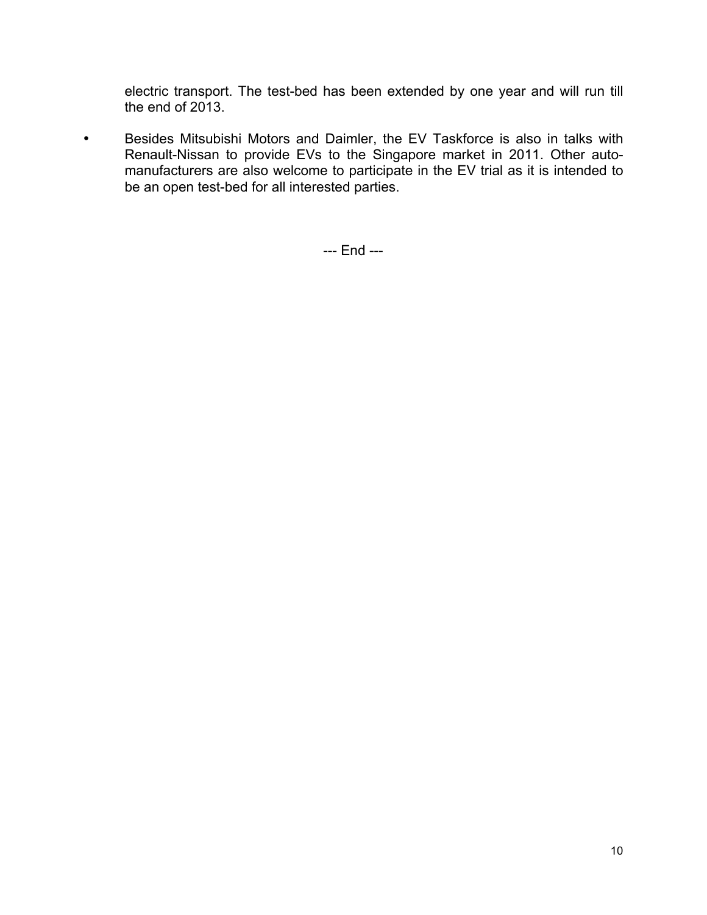electric transport. The test-bed has been extended by one year and will run till the end of 2013.

- Besides Mitsubishi Motors and Daimler, the EV Taskforce is also in talks with Renault-Nissan to provide EVs to the Singapore market in 2011. Other auto-manufacturers are also welcome to participate in the EV trial as it is intended to be an open test-bed for all interested parties.

--- End ---